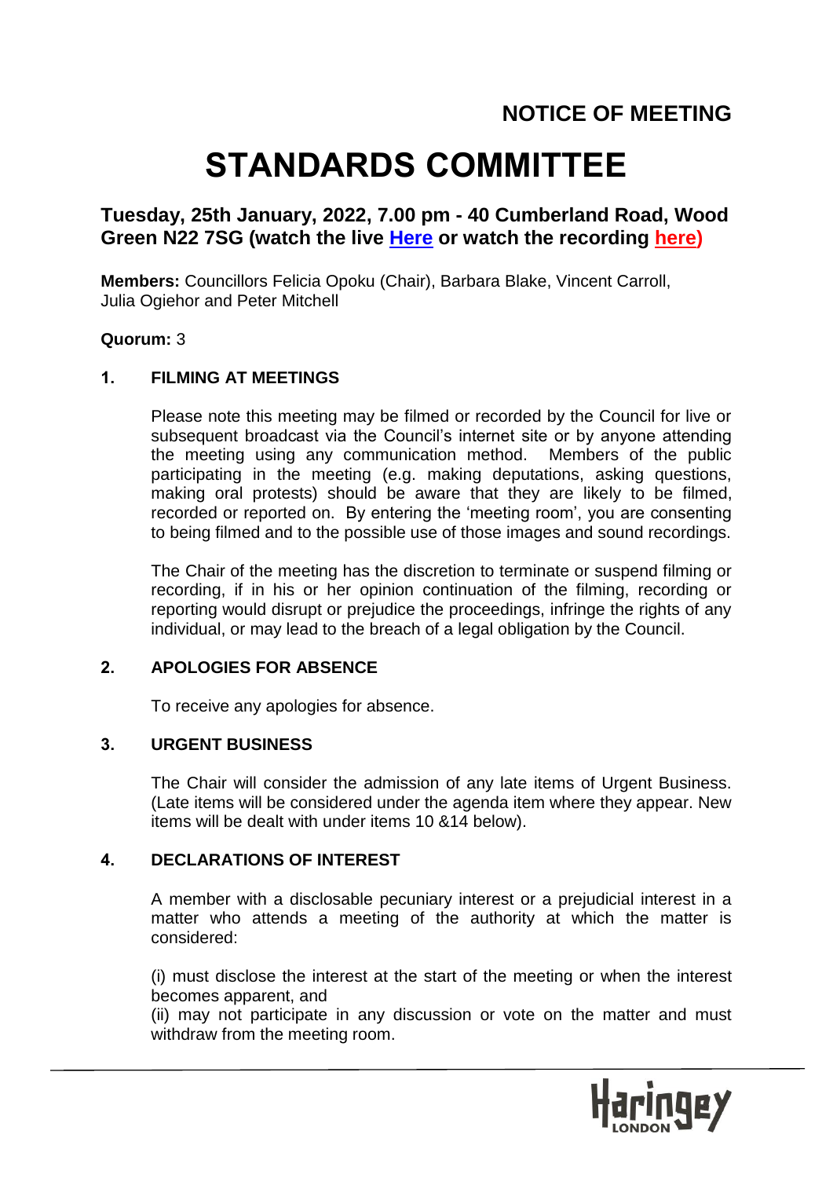**NOTICE OF MEETING**

# STANDARDS COMMITTEE

## Tuesday, 25th January, 2022, 7.00 pm - 40 Cumberland Road, Wood Green N22 7SG (watch the live Here or watch the recording here)

**Members:** Councillors Felicia Opoku (Chair), Barbara Blake, Vincent Carroll, Julia Ogiehor and Peter Mitchell

**Quorum:** 3

### 1. FILMING AT MEETINGS

Please note this meeting may be filmed or recorded by the Council for live or subsequent broadcast via the Council's internet site or by anyone attending the meeting using any communication method. Members of the public participating in the meeting (e.g. making deputations, asking questions, making oral protests) should be aware that they are likely to be filmed, recorded or reported on. By entering the 'meeting room', you are consenting to being filmed and to the possible use of those images and sound recordings.

The Chair of the meeting has the discretion to terminate or suspend filming or recording, if in his or her opinion continuation of the filming, recording or reporting would disrupt or prejudice the proceedings, infringe the rights of any individual, or may lead to the breach of a legal obligation by the Council.

### 2. APOLOGIES FOR ABSENCE

To receive any apologies for absence.

### 3. URGENT BUSINESS

The Chair will consider the admission of any late items of Urgent Business. (Late items will be considered under the agenda item where they appear. New items will be dealt with under items 10 &14 below).

### 4. DECLARATIONS OF INTEREST

A member with a disclosable pecuniary interest or a prejudicial interest in a matter who attends a meeting of the authority at which the matter is considered:

(i) must disclose the interest at the start of the meeting or when the interest becomes apparent, and
(ii) may not participate in any discussion or vote on the matter and must withdraw from the meeting room.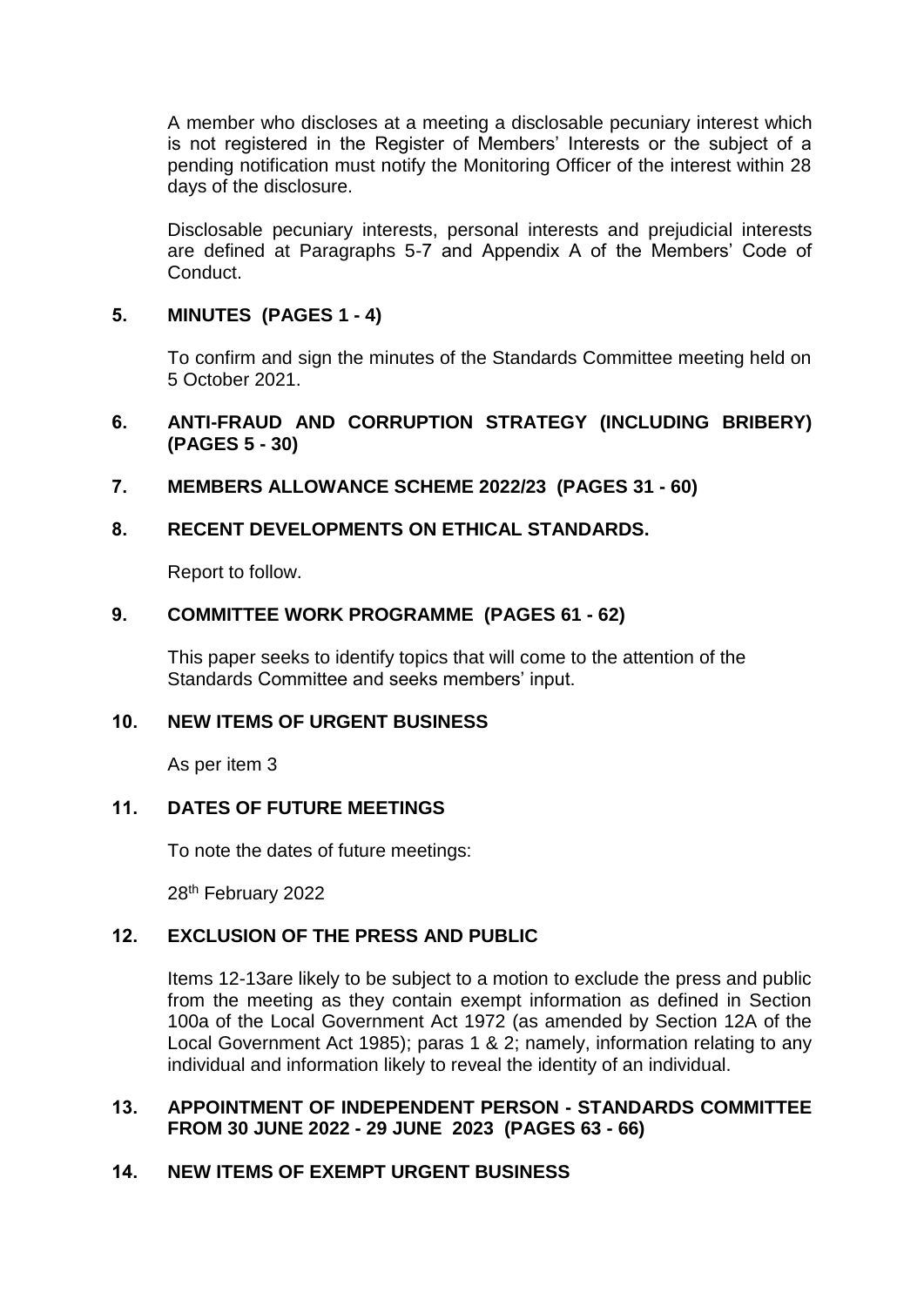A member who discloses at a meeting a disclosable pecuniary interest which is not registered in the Register of Members' Interests or the subject of a pending notification must notify the Monitoring Officer of the interest within 28 days of the disclosure.

Disclosable pecuniary interests, personal interests and prejudicial interests are defined at Paragraphs 5-7 and Appendix A of the Members' Code of Conduct.

## 5. MINUTES (PAGES 1 - 4)

To confirm and sign the minutes of the Standards Committee meeting held on 5 October 2021.

## 6. ANTI-FRAUD AND CORRUPTION STRATEGY (INCLUDING BRIBERY) (PAGES 5 - 30)

## 7. MEMBERS ALLOWANCE SCHEME 2022/23 (PAGES 31 - 60)

## 8. RECENT DEVELOPMENTS ON ETHICAL STANDARDS.

Report to follow.

## 9. COMMITTEE WORK PROGRAMME (PAGES 61 - 62)

This paper seeks to identify topics that will come to the attention of the Standards Committee and seeks members' input.

## 10. NEW ITEMS OF URGENT BUSINESS

As per item 3

## 11. DATES OF FUTURE MEETINGS

To note the dates of future meetings:

28th February 2022

## 12. EXCLUSION OF THE PRESS AND PUBLIC

Items 12-13are likely to be subject to a motion to exclude the press and public from the meeting as they contain exempt information as defined in Section 100a of the Local Government Act 1972 (as amended by Section 12A of the Local Government Act 1985); paras 1 & 2; namely, information relating to any individual and information likely to reveal the identity of an individual.

## 13. APPOINTMENT OF INDEPENDENT PERSON - STANDARDS COMMITTEE FROM 30 JUNE 2022 - 29 JUNE 2023 (PAGES 63 - 66)

## 14. NEW ITEMS OF EXEMPT URGENT BUSINESS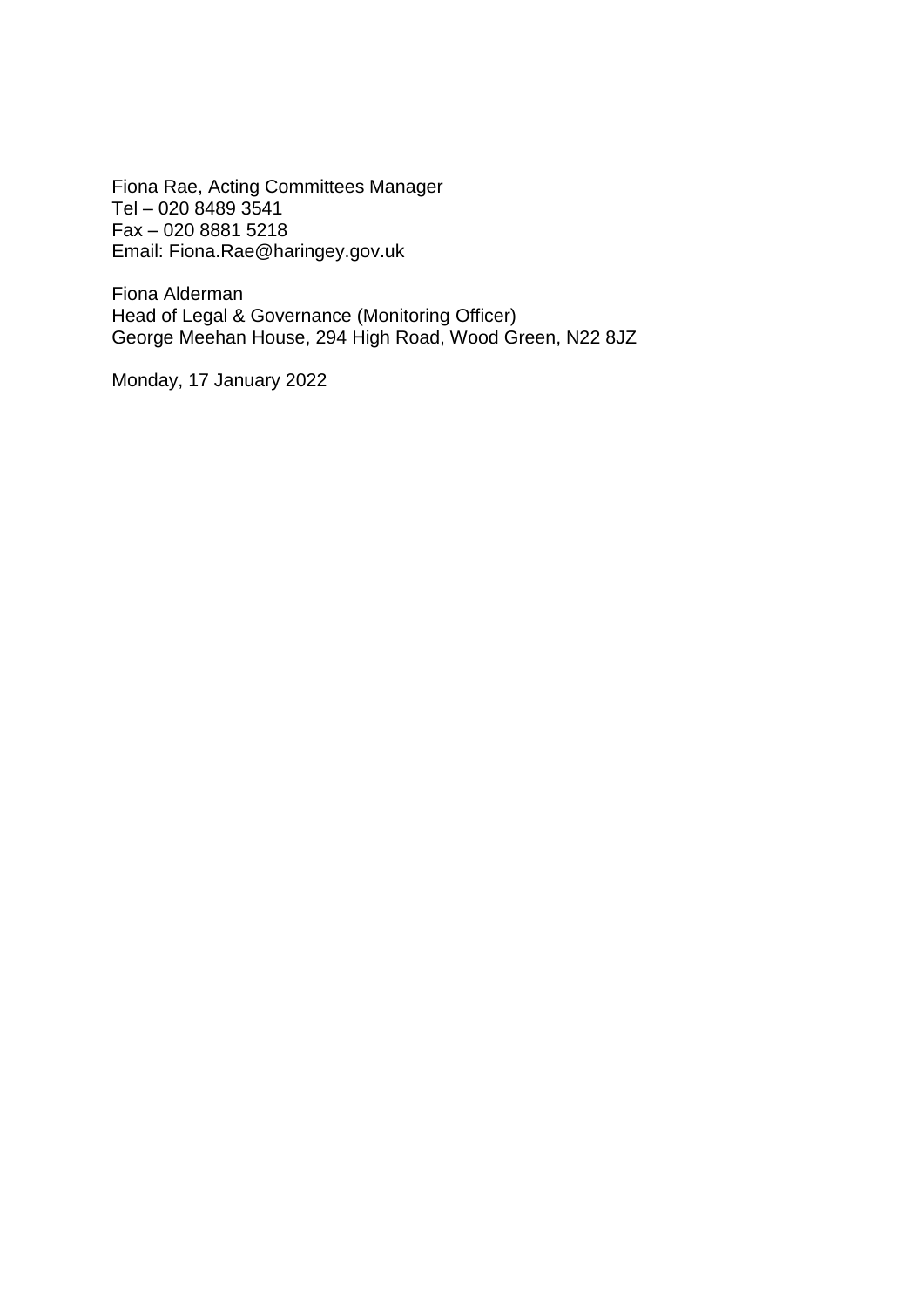Fiona Rae, Acting Committees Manager
Tel – 020 8489 3541
Fax – 020 8881 5218
Email: Fiona.Rae@haringey.gov.uk

Fiona Alderman
Head of Legal & Governance (Monitoring Officer)
George Meehan House, 294 High Road, Wood Green, N22 8JZ

Monday, 17 January 2022